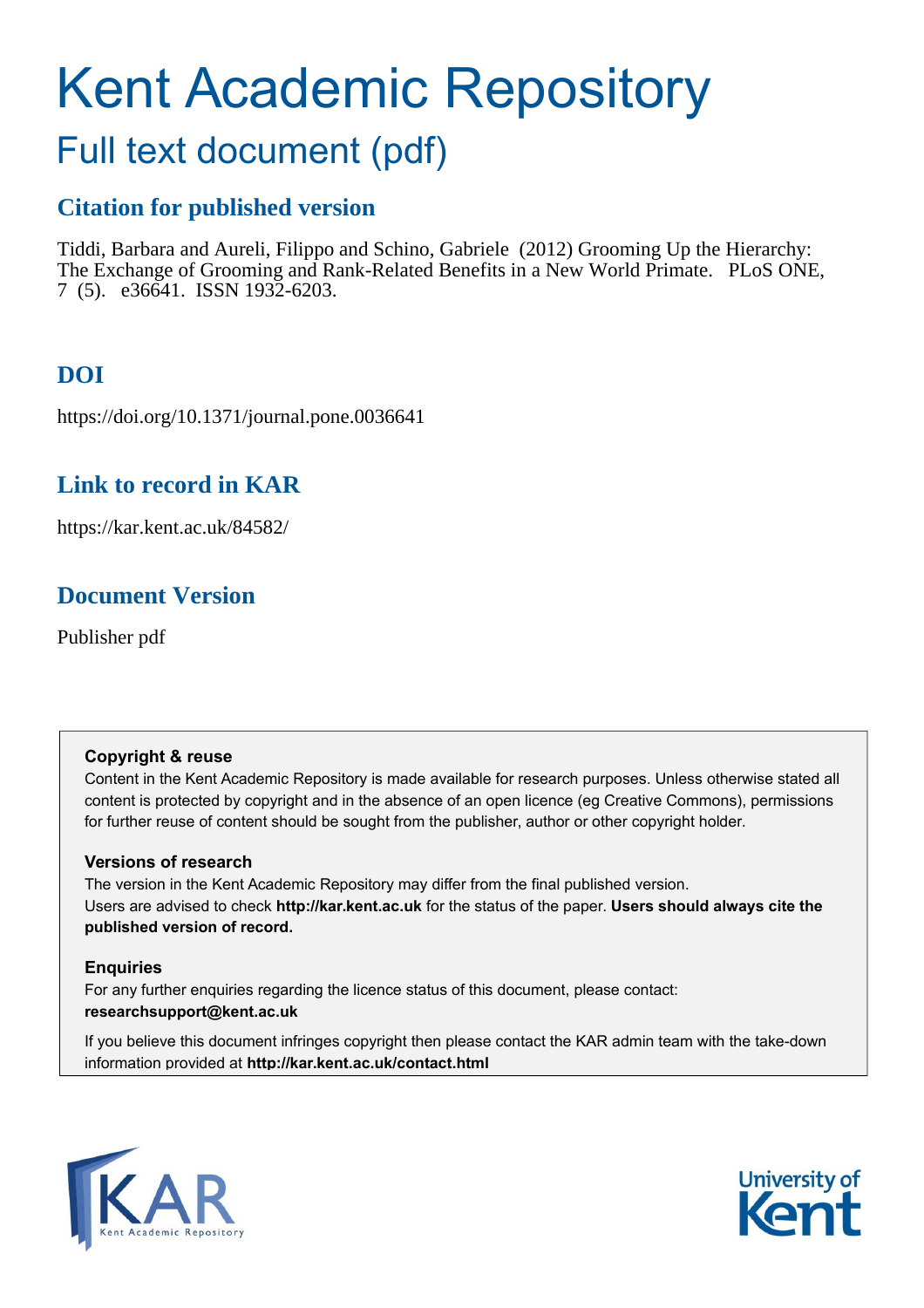# Kent Academic Repository

## Full text document (pdf)

### Citation for published version

Tiddi, Barbara and Aureli, Filippo and Schino, Gabriele (2012) Grooming Up the Hierarchy: The Exchange of Grooming and Rank-Related Benefits in a New World Primate. PLoS ONE, 7 (5). e36641. ISSN 1932-6203.

### DOI

https://doi.org/10.1371/journal.pone.0036641

### Link to record in KAR

https://kar.kent.ac.uk/84582/

### Document Version

Publisher pdf

**Copyright & reuse**

Content in the Kent Academic Repository is made available for research purposes. Unless otherwise stated all content is protected by copyright and in the absence of an open licence (eg Creative Commons), permissions for further reuse of content should be sought from the publisher, author or other copyright holder.

**Versions of research**

The version in the Kent Academic Repository may differ from the final published version. Users are advised to check **http://kar.kent.ac.uk** for the status of the paper. **Users should always cite the published version of record.**

**Enquiries**

For any further enquiries regarding the licence status of this document, please contact: **researchsupport@kent.ac.uk**

If you believe this document infringes copyright then please contact the KAR admin team with the take-down information provided at **http://kar.kent.ac.uk/contact.html**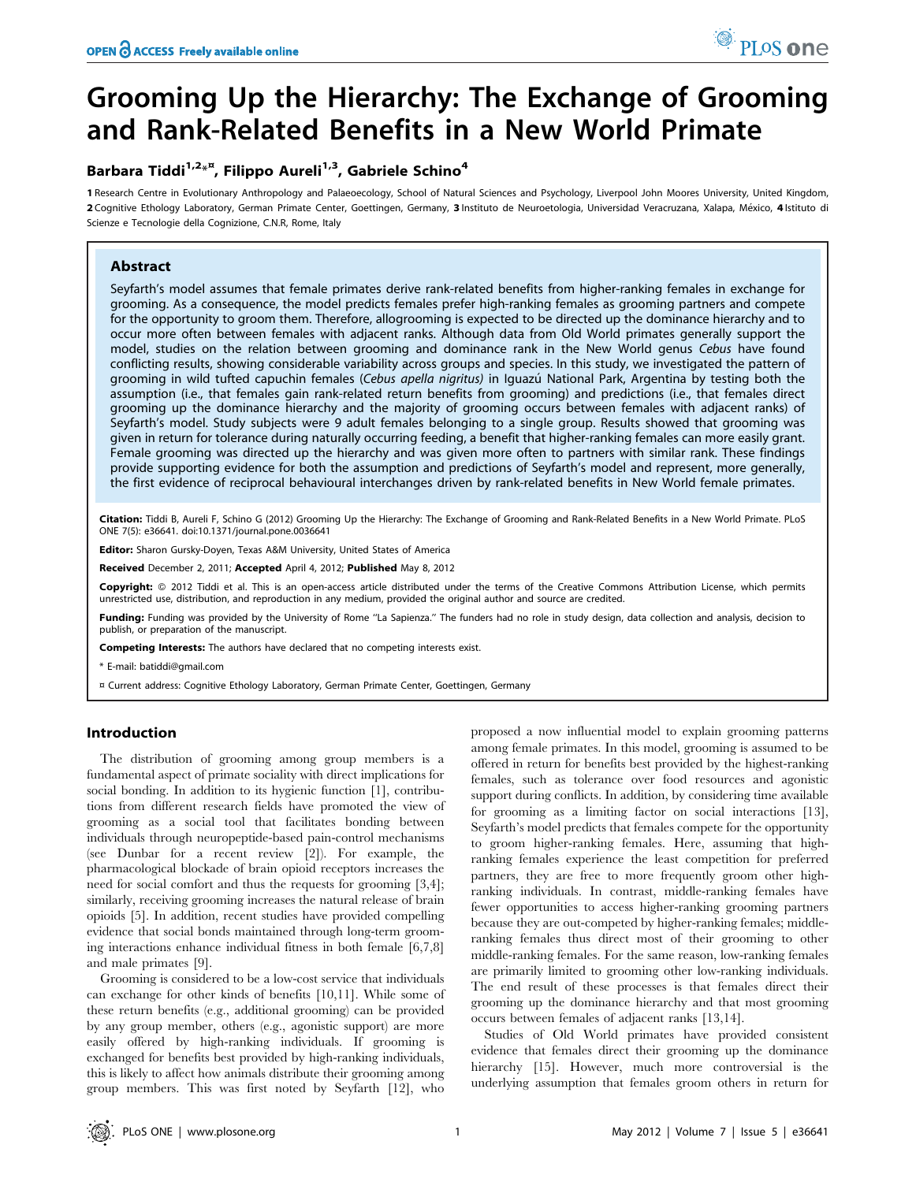# Grooming Up the Hierarchy: The Exchange of Grooming and Rank-Related Benefits in a New World Primate

**Barbara Tiddi[1,2*¤], Filippo Aureli[1,3], Gabriele Schino[4]**

1 Research Centre in Evolutionary Anthropology and Palaeoecology, School of Natural Sciences and Psychology, Liverpool John Moores University, United Kingdom, 2 Cognitive Ethology Laboratory, German Primate Center, Goettingen, Germany, 3 Instituto de Neuroetologia, Universidad Veracruzana, Xalapa, México, 4 Istituto di Scienze e Tecnologie della Cognizione, C.N.R, Rome, Italy

## Abstract

Seyfarth's model assumes that female primates derive rank-related benefits from higher-ranking females in exchange for grooming. As a consequence, the model predicts females prefer high-ranking females as grooming partners and compete for the opportunity to groom them. Therefore, allogrooming is expected to be directed up the dominance hierarchy and to occur more often between females with adjacent ranks. Although data from Old World primates generally support the model, studies on the relation between grooming and dominance rank in the New World genus *Cebus* have found conflicting results, showing considerable variability across groups and species. In this study, we investigated the pattern of grooming in wild tufted capuchin females (*Cebus apella nigritus*) in Iguazú National Park, Argentina by testing both the assumption (i.e., that females gain rank-related return benefits from grooming) and predictions (i.e., that females direct grooming up the dominance hierarchy and the majority of grooming occurs between females with adjacent ranks) of Seyfarth's model. Study subjects were 9 adult females belonging to a single group. Results showed that grooming was given in return for tolerance during naturally occurring feeding, a benefit that higher-ranking females can more easily grant. Female grooming was directed up the hierarchy and was given more often to partners with similar rank. These findings provide supporting evidence for both the assumption and predictions of Seyfarth's model and represent, more generally, the first evidence of reciprocal behavioural interchanges driven by rank-related benefits in New World female primates.

**Citation:** Tiddi B, Aureli F, Schino G (2012) Grooming Up the Hierarchy: The Exchange of Grooming and Rank-Related Benefits in a New World Primate. PLoS ONE 7(5): e36641. doi:10.1371/journal.pone.0036641

**Editor:** Sharon Gursky-Doyen, Texas A&M University, United States of America

**Received** December 2, 2011; **Accepted** April 4, 2012; **Published** May 8, 2012

**Copyright:** © 2012 Tiddi et al. This is an open-access article distributed under the terms of the Creative Commons Attribution License, which permits unrestricted use, distribution, and reproduction in any medium, provided the original author and source are credited.

**Funding:** Funding was provided by the University of Rome "La Sapienza." The funders had no role in study design, data collection and analysis, decision to publish, or preparation of the manuscript.

**Competing Interests:** The authors have declared that no competing interests exist.

\* E-mail: batiddi@gmail.com

¤ Current address: Cognitive Ethology Laboratory, German Primate Center, Goettingen, Germany

## Introduction

The distribution of grooming among group members is a fundamental aspect of primate sociality with direct implications for social bonding. In addition to its hygienic function [1], contributions from different research fields have promoted the view of grooming as a social tool that facilitates bonding between individuals through neuropeptide-based pain-control mechanisms (see Dunbar for a recent review [2]). For example, the pharmacological blockade of brain opioid receptors increases the need for social comfort and thus the requests for grooming [3,4]; similarly, receiving grooming increases the natural release of brain opioids [5]. In addition, recent studies have provided compelling evidence that social bonds maintained through long-term grooming interactions enhance individual fitness in both female [6,7,8] and male primates [9].

Grooming is considered to be a low-cost service that individuals can exchange for other kinds of benefits [10,11]. While some of these return benefits (e.g., additional grooming) can be provided by any group member, others (e.g., agonistic support) are more easily offered by high-ranking individuals. If grooming is exchanged for benefits best provided by high-ranking individuals, this is likely to affect how animals distribute their grooming among group members. This was first noted by Seyfarth [12], who proposed a now influential model to explain grooming patterns among female primates. In this model, grooming is assumed to be offered in return for benefits best provided by the highest-ranking females, such as tolerance over food resources and agonistic support during conflicts. In addition, by considering time available for grooming as a limiting factor on social interactions [13], Seyfarth's model predicts that females compete for the opportunity to groom higher-ranking females. Here, assuming that high-ranking females experience the least competition for preferred partners, they are free to more frequently groom other high-ranking individuals. In contrast, middle-ranking females have fewer opportunities to access higher-ranking grooming partners because they are out-competed by higher-ranking females; middle-ranking females thus direct most of their grooming to other middle-ranking females. For the same reason, low-ranking females are primarily limited to grooming other low-ranking individuals. The end result of these processes is that females direct their grooming up the dominance hierarchy and that most grooming occurs between females of adjacent ranks [13,14].

Studies of Old World primates have provided consistent evidence that females direct their grooming up the dominance hierarchy [15]. However, much more controversial is the underlying assumption that females groom others in return for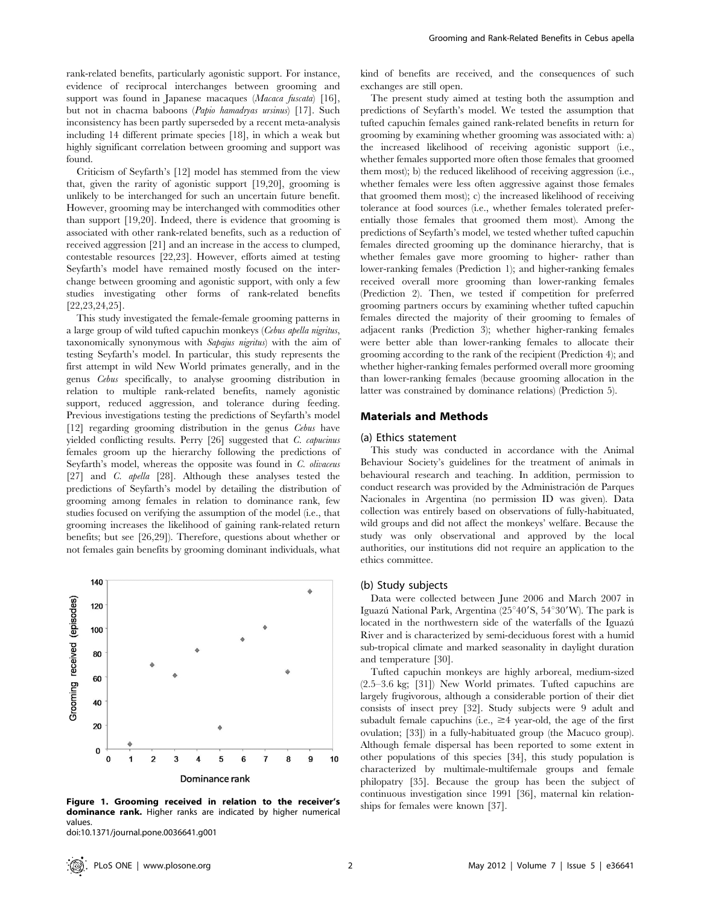rank-related benefits, particularly agonistic support. For instance, evidence of reciprocal interchanges between grooming and support was found in Japanese macaques (*Macaca fuscata*) [16], but not in chacma baboons (*Papio hamadryas ursinus*) [17]. Such inconsistency has been partly superseded by a recent meta-analysis including 14 different primate species [18], in which a weak but highly significant correlation between grooming and support was found.

Criticism of Seyfarth's [12] model has stemmed from the view that, given the rarity of agonistic support [19,20], grooming is unlikely to be interchanged for such an uncertain future benefit. However, grooming may be interchanged with commodities other than support [19,20]. Indeed, there is evidence that grooming is associated with other rank-related benefits, such as a reduction of received aggression [21] and an increase in the access to clumped, contestable resources [22,23]. However, efforts aimed at testing Seyfarth's model have remained mostly focused on the interchange between grooming and agonistic support, with only a few studies investigating other forms of rank-related benefits [22,23,24,25].

This study investigated the female-female grooming patterns in a large group of wild tufted capuchin monkeys (*Cebus apella nigritus*, taxonomically synonymous with *Sapajus nigritus*) with the aim of testing Seyfarth's model. In particular, this study represents the first attempt in wild New World primates generally, and in the genus *Cebus* specifically, to analyse grooming distribution in relation to multiple rank-related benefits, namely agonistic support, reduced aggression, and tolerance during feeding. Previous investigations testing the predictions of Seyfarth's model [12] regarding grooming distribution in the genus *Cebus* have yielded conflicting results. Perry [26] suggested that *C. capucinus* females groom up the hierarchy following the predictions of Seyfarth's model, whereas the opposite was found in *C. olivaceus* [27] and *C. apella* [28]. Although these analyses tested the predictions of Seyfarth's model by detailing the distribution of grooming among females in relation to dominance rank, few studies focused on verifying the assumption of the model (i.e., that grooming increases the likelihood of gaining rank-related return benefits; but see [26,29]). Therefore, questions about whether or not females gain benefits by grooming dominant individuals, what kind of benefits are received, and the consequences of such exchanges are still open.

**Figure 1. Grooming received in relation to the receiver's dominance rank.** Higher ranks are indicated by higher numerical values.
doi:10.1371/journal.pone.0036641.g001

The present study aimed at testing both the assumption and predictions of Seyfarth's model. We tested the assumption that tufted capuchin females gained rank-related benefits in return for grooming by examining whether grooming was associated with: a) the increased likelihood of receiving agonistic support (i.e., whether females supported more often those females that groomed them most); b) the reduced likelihood of receiving aggression (i.e., whether females were less often aggressive against those females that groomed them most); c) the increased likelihood of receiving tolerance at food sources (i.e., whether females tolerated preferentially those females that groomed them most). Among the predictions of Seyfarth's model, we tested whether tufted capuchin females directed grooming up the dominance hierarchy, that is whether females gave more grooming to higher- rather than lower-ranking females (Prediction 1); and higher-ranking females received overall more grooming than lower-ranking females (Prediction 2). Then, we tested if competition for preferred grooming partners occurs by examining whether tufted capuchin females directed the majority of their grooming to females of adjacent ranks (Prediction 3); whether higher-ranking females were better able than lower-ranking females to allocate their grooming according to the rank of the recipient (Prediction 4); and whether higher-ranking females performed overall more grooming than lower-ranking females (because grooming allocation in the latter was constrained by dominance relations) (Prediction 5).

## Materials and Methods

### (a) Ethics statement

This study was conducted in accordance with the Animal Behaviour Society's guidelines for the treatment of animals in behavioural research and teaching. In addition, permission to conduct research was provided by the Administración de Parques Nacionales in Argentina (no permission ID was given). Data collection was entirely based on observations of fully-habituated, wild groups and did not affect the monkeys' welfare. Because the study was only observational and approved by the local authorities, our institutions did not require an application to the ethics committee.

### (b) Study subjects

Data were collected between June 2006 and March 2007 in Iguazú National Park, Argentina (25°40′S, 54°30′W). The park is located in the northwestern side of the waterfalls of the Iguazú River and is characterized by semi-deciduous forest with a humid sub-tropical climate and marked seasonality in daylight duration and temperature [30].

Tufted capuchin monkeys are highly arboreal, medium-sized (2.5–3.6 kg; [31]) New World primates. Tufted capuchins are largely frugivorous, although a considerable portion of their diet consists of insect prey [32]. Study subjects were 9 adult and subadult female capuchins (i.e., ≥4 year-old, the age of the first ovulation; [33]) in a fully-habituated group (the Macuco group). Although female dispersal has been reported to some extent in other populations of this species [34], this study population is characterized by multimale-multifemale groups and female philopatry [35]. Because the group has been the subject of continuous investigation since 1991 [36], maternal kin relationships for females were known [37].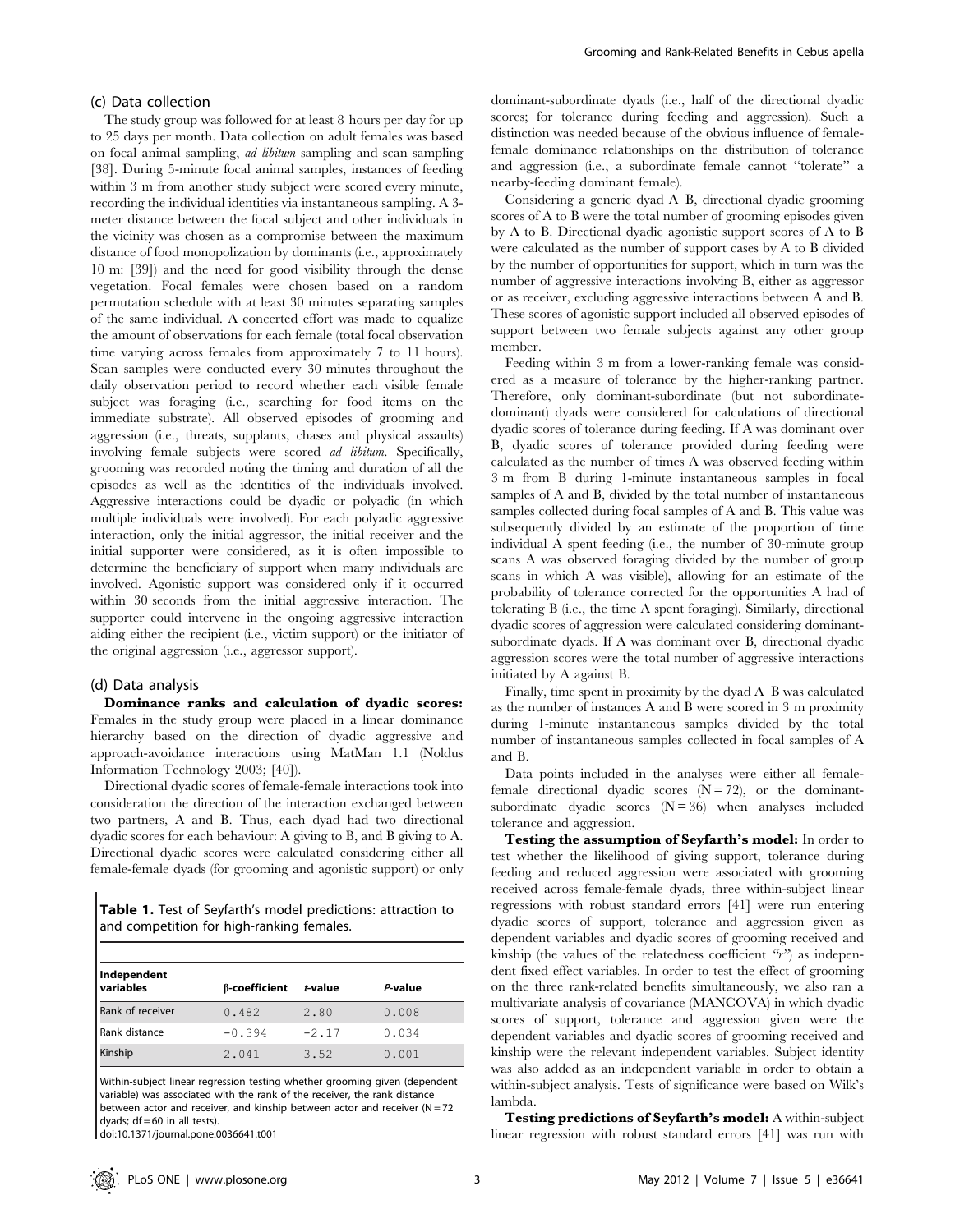### (c) Data collection

The study group was followed for at least 8 hours per day for up to 25 days per month. Data collection on adult females was based on focal animal sampling, *ad libitum* sampling and scan sampling [38]. During 5-minute focal animal samples, instances of feeding within 3 m from another study subject were scored every minute, recording the individual identities via instantaneous sampling. A 3-meter distance between the focal subject and other individuals in the vicinity was chosen as a compromise between the maximum distance of food monopolization by dominants (i.e., approximately 10 m: [39]) and the need for good visibility through the dense vegetation. Focal females were chosen based on a random permutation schedule with at least 30 minutes separating samples of the same individual. A concerted effort was made to equalize the amount of observations for each female (total focal observation time varying across females from approximately 7 to 11 hours). Scan samples were conducted every 30 minutes throughout the daily observation period to record whether each visible female subject was foraging (i.e., searching for food items on the immediate substrate). All observed episodes of grooming and aggression (i.e., threats, supplants, chases and physical assaults) involving female subjects were scored *ad libitum*. Specifically, grooming was recorded noting the timing and duration of all the episodes as well as the identities of the individuals involved. Aggressive interactions could be dyadic or polyadic (in which multiple individuals were involved). For each polyadic aggressive interaction, only the initial aggressor, the initial receiver and the initial supporter were considered, as it is often impossible to determine the beneficiary of support when many individuals are involved. Agonistic support was considered only if it occurred within 30 seconds from the initial aggressive interaction. The supporter could intervene in the ongoing aggressive interaction aiding either the recipient (i.e., victim support) or the initiator of the original aggression (i.e., aggressor support).

### (d) Data analysis

**Dominance ranks and calculation of dyadic scores:** Females in the study group were placed in a linear dominance hierarchy based on the direction of dyadic aggressive and approach-avoidance interactions using MatMan 1.1 (Noldus Information Technology 2003; [40]).

Directional dyadic scores of female-female interactions took into consideration the direction of the interaction exchanged between two partners, A and B. Thus, each dyad had two directional dyadic scores for each behaviour: A giving to B, and B giving to A. Directional dyadic scores were calculated considering either all female-female dyads (for grooming and agonistic support) or only dominant-subordinate dyads (i.e., half of the directional dyadic scores; for tolerance during feeding and aggression). Such a distinction was needed because of the obvious influence of female-female dominance relationships on the distribution of tolerance and aggression (i.e., a subordinate female cannot "tolerate" a nearby-feeding dominant female).

Considering a generic dyad A–B, directional dyadic grooming scores of A to B were the total number of grooming episodes given by A to B. Directional dyadic agonistic support scores of A to B were calculated as the number of support cases by A to B divided by the number of opportunities for support, which in turn was the number of aggressive interactions involving B, either as aggressor or as receiver, excluding aggressive interactions between A and B. These scores of agonistic support included all observed episodes of support between two female subjects against any other group member.

Feeding within 3 m from a lower-ranking female was considered as a measure of tolerance by the higher-ranking partner. Therefore, only dominant-subordinate (but not subordinate-dominant) dyads were considered for calculations of directional dyadic scores of tolerance during feeding. If A was dominant over B, dyadic scores of tolerance provided during feeding were calculated as the number of times A was observed feeding within 3 m from B during 1-minute instantaneous samples in focal samples of A and B, divided by the total number of instantaneous samples collected during focal samples of A and B. This value was subsequently divided by an estimate of the proportion of time individual A spent feeding (i.e., the number of 30-minute group scans A was observed foraging divided by the number of group scans in which A was visible), allowing for an estimate of the probability of tolerance corrected for the opportunities A had of tolerating B (i.e., the time A spent foraging). Similarly, directional dyadic scores of aggression were calculated considering dominant-subordinate dyads. If A was dominant over B, directional dyadic aggression scores were the total number of aggressive interactions initiated by A against B.

Finally, time spent in proximity by the dyad A–B was calculated as the number of instances A and B were scored in 3 m proximity during 1-minute instantaneous samples divided by the total number of instantaneous samples collected in focal samples of A and B.

Data points included in the analyses were either all female-female directional dyadic scores ($N = 72$), or the dominant-subordinate dyadic scores ($N = 36$) when analyses included tolerance and aggression.

**Testing the assumption of Seyfarth's model:** In order to test whether the likelihood of giving support, tolerance during feeding and reduced aggression were associated with grooming received across female-female dyads, three within-subject linear regressions with robust standard errors [41] were run entering dyadic scores of support, tolerance and aggression given as dependent variables and dyadic scores of grooming received and kinship (the values of the relatedness coefficient "$r$") as independent fixed effect variables. In order to test the effect of grooming on the three rank-related benefits simultaneously, we also ran a multivariate analysis of covariance (MANCOVA) in which dyadic scores of support, tolerance and aggression given were the dependent variables and dyadic scores of grooming received and kinship were the relevant independent variables. Subject identity was also added as an independent variable in order to obtain a within-subject analysis. Tests of significance were based on Wilk's lambda.

**Testing predictions of Seyfarth's model:** A within-subject linear regression with robust standard errors [41] was run with

**Table 1.** Test of Seyfarth's model predictions: attraction to and competition for high-ranking females.

| Independent variables | β-coefficient | *t*-value | *P*-value |
|---|---|---|---|
| Rank of receiver | 0.482 | 2.80 | 0.008 |
| Rank distance | −0.394 | −2.17 | 0.034 |
| Kinship | 2.041 | 3.52 | 0.001 |

Within-subject linear regression testing whether grooming given (dependent variable) was associated with the rank of the receiver, the rank distance between actor and receiver, and kinship between actor and receiver ($N = 72$ dyads; $df = 60$ in all tests).

doi:10.1371/journal.pone.0036641.t001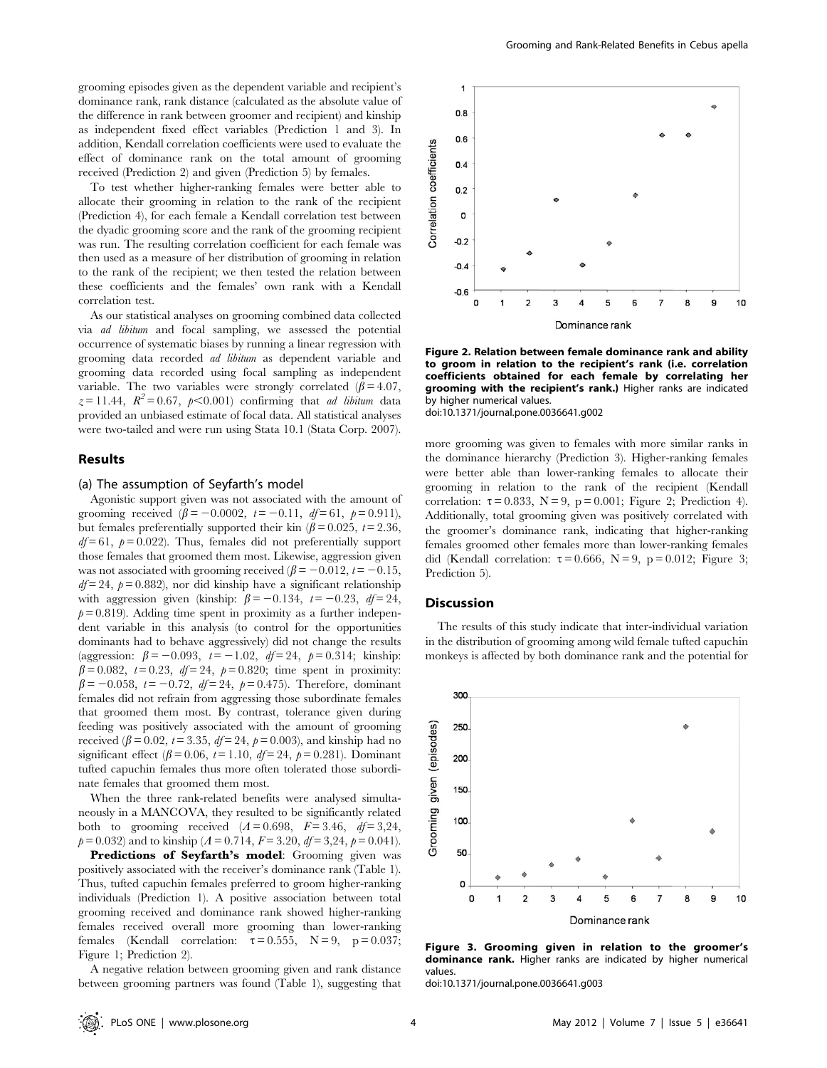grooming episodes given as the dependent variable and recipient's dominance rank, rank distance (calculated as the absolute value of the difference in rank between groomer and recipient) and kinship as independent fixed effect variables (Prediction 1 and 3). In addition, Kendall correlation coefficients were used to evaluate the effect of dominance rank on the total amount of grooming received (Prediction 2) and given (Prediction 5) by females.

To test whether higher-ranking females were better able to allocate their grooming in relation to the rank of the recipient (Prediction 4), for each female a Kendall correlation test between the dyadic grooming score and the rank of the grooming recipient was run. The resulting correlation coefficient for each female was then used as a measure of her distribution of grooming in relation to the rank of the recipient; we then tested the relation between these coefficients and the females' own rank with a Kendall correlation test.

As our statistical analyses on grooming combined data collected via *ad libitum* and focal sampling, we assessed the potential occurrence of systematic biases by running a linear regression with grooming data recorded *ad libitum* as dependent variable and grooming data recorded using focal sampling as independent variable. The two variables were strongly correlated ($\beta = 4.07$, $z = 11.44$, $R^2 = 0.67$, $p < 0.001$) confirming that *ad libitum* data provided an unbiased estimate of focal data. All statistical analyses were two-tailed and were run using Stata 10.1 (Stata Corp. 2007).

## Results

### (a) The assumption of Seyfarth's model

Agonistic support given was not associated with the amount of grooming received ($\beta = -0.0002$, $t = -0.11$, $df = 61$, $p = 0.911$), but females preferentially supported their kin ($\beta = 0.025$, $t = 2.36$, $df = 61$, $p = 0.022$). Thus, females did not preferentially support those females that groomed them most. Likewise, aggression given was not associated with grooming received ($\beta = -0.012$, $t = -0.15$, $df = 24$, $p = 0.882$), nor did kinship have a significant relationship with aggression given (kinship: $\beta = -0.134$, $t = -0.23$, $df = 24$, $p = 0.819$). Adding time spent in proximity as a further independent variable in this analysis (to control for the opportunities dominants had to behave aggressively) did not change the results (aggression: $\beta = -0.093$, $t = -1.02$, $df = 24$, $p = 0.314$; kinship: $\beta = 0.082$, $t = 0.23$, $df = 24$, $p = 0.820$; time spent in proximity: $\beta = -0.058$, $t = -0.72$, $df = 24$, $p = 0.475$). Therefore, dominant females did not refrain from aggressing those subordinate females that groomed them most. By contrast, tolerance given during feeding was positively associated with the amount of grooming received ($\beta = 0.02$, $t = 3.35$, $df = 24$, $p = 0.003$), and kinship had no significant effect ($\beta = 0.06$, $t = 1.10$, $df = 24$, $p = 0.281$). Dominant tufted capuchin females thus more often tolerated those subordinate females that groomed them most.

When the three rank-related benefits were analysed simultaneously in a MANCOVA, they resulted to be significantly related both to grooming received ($\Lambda = 0.698$, $F = 3.46$, $df = 3{,}24$, $p = 0.032$) and to kinship ($\Lambda = 0.714$, $F = 3.20$, $df = 3{,}24$, $p = 0.041$).

**Predictions of Seyfarth's model**: Grooming given was positively associated with the receiver's dominance rank (Table 1). Thus, tufted capuchin females preferred to groom higher-ranking individuals (Prediction 1). A positive association between total grooming received and dominance rank showed higher-ranking females received overall more grooming than lower-ranking females (Kendall correlation: $\tau = 0.555$, $N = 9$, $p = 0.037$; Figure 1; Prediction 2).

A negative relation between grooming given and rank distance between grooming partners was found (Table 1), suggesting that more grooming was given to females with more similar ranks in the dominance hierarchy (Prediction 3). Higher-ranking females were better able than lower-ranking females to allocate their grooming in relation to the rank of the recipient (Kendall correlation: $\tau = 0.833$, $N = 9$, $p = 0.001$; Figure 2; Prediction 4). Additionally, total grooming given was positively correlated with the groomer's dominance rank, indicating that higher-ranking females groomed other females more than lower-ranking females did (Kendall correlation: $\tau = 0.666$, $N = 9$, $p = 0.012$; Figure 3; Prediction 5).

**Figure 2. Relation between female dominance rank and ability to groom in relation to the recipient's rank (i.e. correlation coefficients obtained for each female by correlating her grooming with the recipient's rank.)** Higher ranks are indicated by higher numerical values.
doi:10.1371/journal.pone.0036641.g002

**Figure 3. Grooming given in relation to the groomer's dominance rank.** Higher ranks are indicated by higher numerical values.
doi:10.1371/journal.pone.0036641.g003

## Discussion

The results of this study indicate that inter-individual variation in the distribution of grooming among wild female tufted capuchin monkeys is affected by both dominance rank and the potential for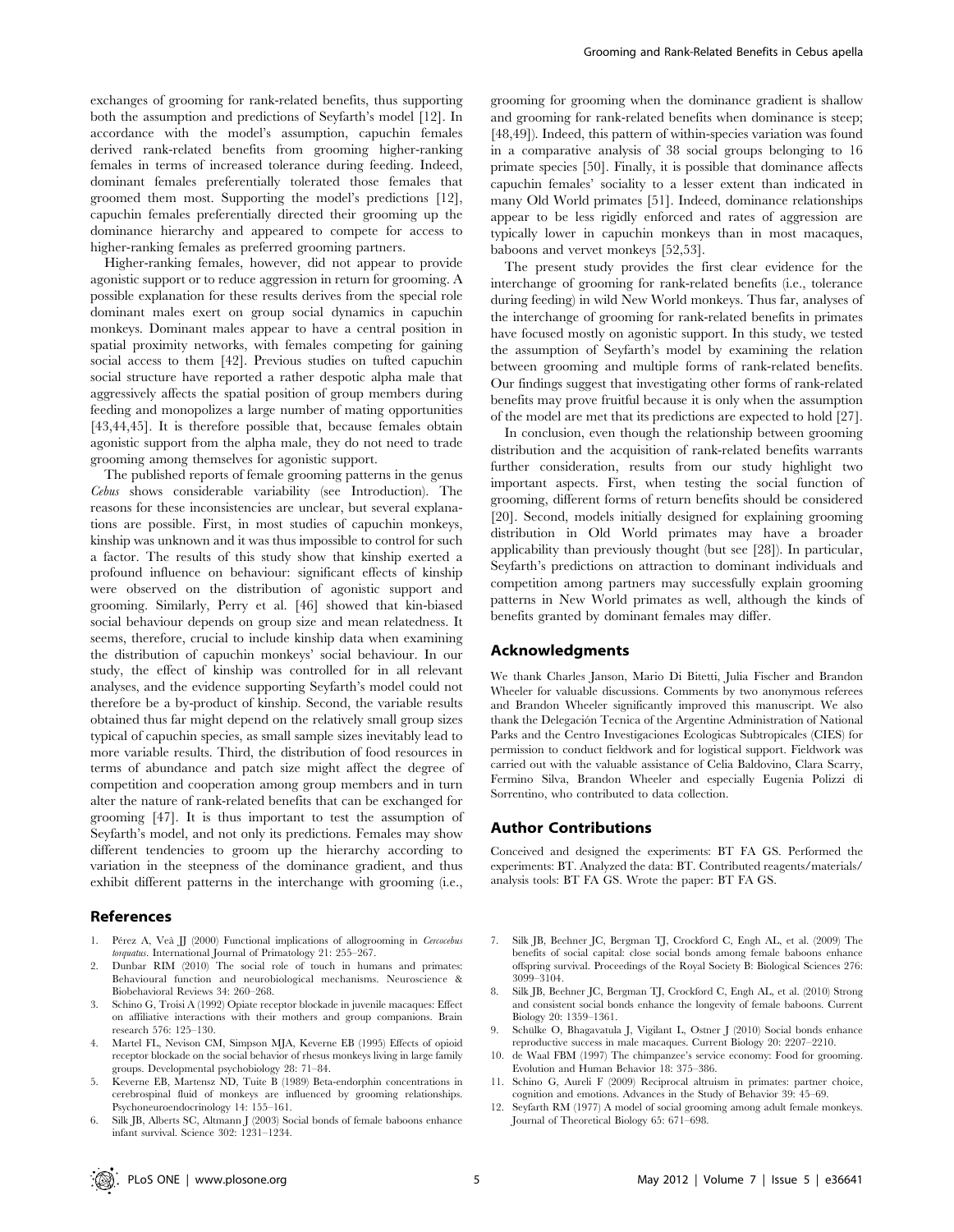exchanges of grooming for rank-related benefits, thus supporting both the assumption and predictions of Seyfarth's model [12]. In accordance with the model's assumption, capuchin females derived rank-related benefits from grooming higher-ranking females in terms of increased tolerance during feeding. Indeed, dominant females preferentially tolerated those females that groomed them most. Supporting the model's predictions [12], capuchin females preferentially directed their grooming up the dominance hierarchy and appeared to compete for access to higher-ranking females as preferred grooming partners.

Higher-ranking females, however, did not appear to provide agonistic support or to reduce aggression in return for grooming. A possible explanation for these results derives from the special role dominant males exert on group social dynamics in capuchin monkeys. Dominant males appear to have a central position in spatial proximity networks, with females competing for gaining social access to them [42]. Previous studies on tufted capuchin social structure have reported a rather despotic alpha male that aggressively affects the spatial position of group members during feeding and monopolizes a large number of mating opportunities [43,44,45]. It is therefore possible that, because females obtain agonistic support from the alpha male, they do not need to trade grooming among themselves for agonistic support.

The published reports of female grooming patterns in the genus *Cebus* shows considerable variability (see Introduction). The reasons for these inconsistencies are unclear, but several explanations are possible. First, in most studies of capuchin monkeys, kinship was unknown and it was thus impossible to control for such a factor. The results of this study show that kinship exerted a profound influence on behaviour: significant effects of kinship were observed on the distribution of agonistic support and grooming. Similarly, Perry et al. [46] showed that kin-biased social behaviour depends on group size and mean relatedness. It seems, therefore, crucial to include kinship data when examining the distribution of capuchin monkeys' social behaviour. In our study, the effect of kinship was controlled for in all relevant analyses, and the evidence supporting Seyfarth's model could not therefore be a by-product of kinship. Second, the variable results obtained thus far might depend on the relatively small group sizes typical of capuchin species, as small sample sizes inevitably lead to more variable results. Third, the distribution of food resources in terms of abundance and patch size might affect the degree of competition and cooperation among group members and in turn alter the nature of rank-related benefits that can be exchanged for grooming [47]. It is thus important to test the assumption of Seyfarth's model, and not only its predictions. Females may show different tendencies to groom up the hierarchy according to variation in the steepness of the dominance gradient, and thus exhibit different patterns in the interchange with grooming (i.e., grooming for grooming when the dominance gradient is shallow and grooming for rank-related benefits when dominance is steep; [48,49]). Indeed, this pattern of within-species variation was found in a comparative analysis of 38 social groups belonging to 16 primate species [50]. Finally, it is possible that dominance affects capuchin females' sociality to a lesser extent than indicated in many Old World primates [51]. Indeed, dominance relationships appear to be less rigidly enforced and rates of aggression are typically lower in capuchin monkeys than in most macaques, baboons and vervet monkeys [52,53].

The present study provides the first clear evidence for the interchange of grooming for rank-related benefits (i.e., tolerance during feeding) in wild New World monkeys. Thus far, analyses of the interchange of grooming for rank-related benefits in primates have focused mostly on agonistic support. In this study, we tested the assumption of Seyfarth's model by examining the relation between grooming and multiple forms of rank-related benefits. Our findings suggest that investigating other forms of rank-related benefits may prove fruitful because it is only when the assumption of the model are met that its predictions are expected to hold [27].

In conclusion, even though the relationship between grooming distribution and the acquisition of rank-related benefits warrants further consideration, results from our study highlight two important aspects. First, when testing the social function of grooming, different forms of return benefits should be considered [20]. Second, models initially designed for explaining grooming distribution in Old World primates may have a broader applicability than previously thought (but see [28]). In particular, Seyfarth's predictions on attraction to dominant individuals and competition among partners may successfully explain grooming patterns in New World primates as well, although the kinds of benefits granted by dominant females may differ.

## Acknowledgments

We thank Charles Janson, Mario Di Bitetti, Julia Fischer and Brandon Wheeler for valuable discussions. Comments by two anonymous referees and Brandon Wheeler significantly improved this manuscript. We also thank the Delegación Tecnica of the Argentine Administration of National Parks and the Centro Investigaciones Ecologicas Subtropicales (CIES) for permission to conduct fieldwork and for logistical support. Fieldwork was carried out with the valuable assistance of Celia Baldovino, Clara Scarry, Fermino Silva, Brandon Wheeler and especially Eugenia Polizzi di Sorrentino, who contributed to data collection.

## Author Contributions

Conceived and designed the experiments: BT FA GS. Performed the experiments: BT. Analyzed the data: BT. Contributed reagents/materials/analysis tools: BT FA GS. Wrote the paper: BT FA GS.

## References

1. Pérez A, Veà JJ (2000) Functional implications of allogrooming in *Cercocebus torquatus*. International Journal of Primatology 21: 255–267.
2. Dunbar RIM (2010) The social role of touch in humans and primates: Behavioural function and neurobiological mechanisms. Neuroscience & Biobehavioral Reviews 34: 260–268.
3. Schino G, Troisi A (1992) Opiate receptor blockade in juvenile macaques: Effect on affiliative interactions with their mothers and group companions. Brain research 576: 125–130.
4. Martel FL, Nevison CM, Simpson MJA, Keverne EB (1995) Effects of opioid receptor blockade on the social behavior of rhesus monkeys living in large family groups. Developmental psychobiology 28: 71–84.
5. Keverne EB, Martensz ND, Tuite B (1989) Beta-endorphin concentrations in cerebrospinal fluid of monkeys are influenced by grooming relationships. Psychoneuroendocrinology 14: 155–161.
6. Silk JB, Alberts SC, Altmann J (2003) Social bonds of female baboons enhance infant survival. Science 302: 1231–1234.
7. Silk JB, Beehner JC, Bergman TJ, Crockford C, Engh AL, et al. (2009) The benefits of social capital: close social bonds among female baboons enhance offspring survival. Proceedings of the Royal Society B: Biological Sciences 276: 3099–3104.
8. Silk JB, Beehner JC, Bergman TJ, Crockford C, Engh AL, et al. (2010) Strong and consistent social bonds enhance the longevity of female baboons. Current Biology 20: 1359–1361.
9. Schülke O, Bhagavatula J, Vigilant L, Ostner J (2010) Social bonds enhance reproductive success in male macaques. Current Biology 20: 2207–2210.
10. de Waal FBM (1997) The chimpanzee's service economy: Food for grooming. Evolution and Human Behavior 18: 375–386.
11. Schino G, Aureli F (2009) Reciprocal altruism in primates: partner choice, cognition and emotions. Advances in the Study of Behavior 39: 45–69.
12. Seyfarth RM (1977) A model of social grooming among adult female monkeys. Journal of Theoretical Biology 65: 671–698.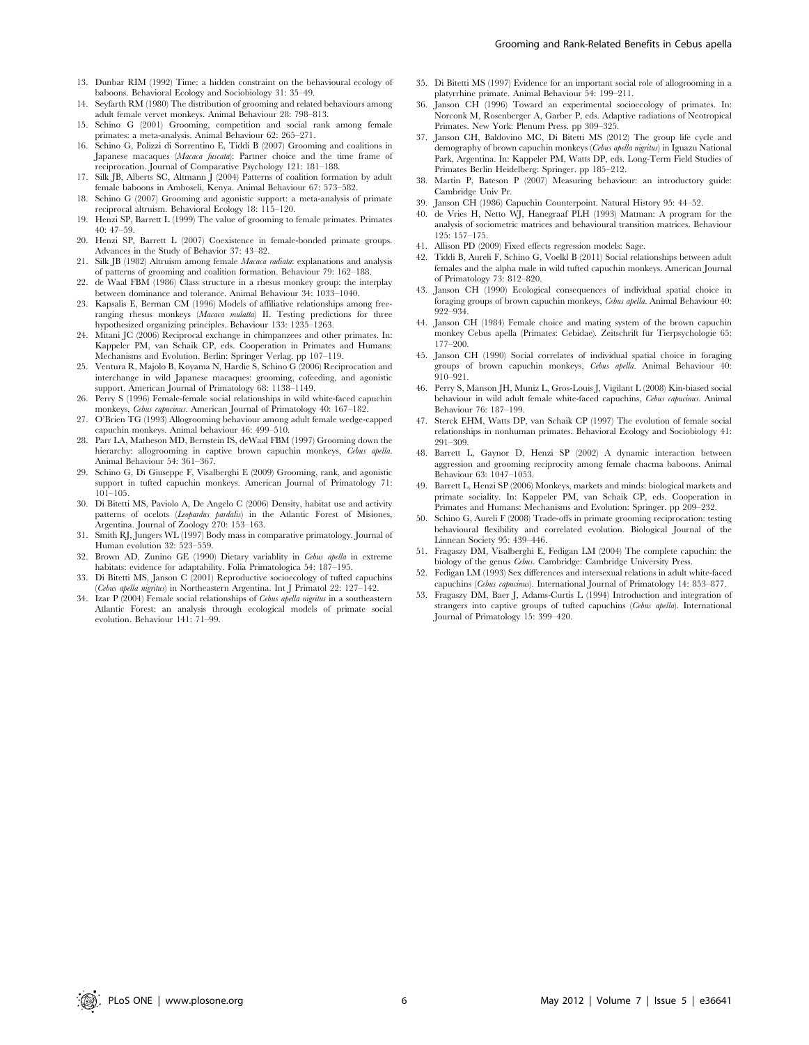13. Dunbar RIM (1992) Time: a hidden constraint on the behavioural ecology of baboons. Behavioral Ecology and Sociobiology 31: 35–49.
14. Seyfarth RM (1980) The distribution of grooming and related behaviours among adult female vervet monkeys. Animal Behaviour 28: 798–813.
15. Schino G (2001) Grooming, competition and social rank among female primates: a meta-analysis. Animal Behaviour 62: 265–271.
16. Schino G, Polizzi di Sorrentino E, Tiddi B (2007) Grooming and coalitions in Japanese macaques (*Macaca fuscata*): Partner choice and the time frame of reciprocation. Journal of Comparative Psychology 121: 181–188.
17. Silk JB, Alberts SC, Altmann J (2004) Patterns of coalition formation by adult female baboons in Amboseli, Kenya. Animal Behaviour 67: 573–582.
18. Schino G (2007) Grooming and agonistic support: a meta-analysis of primate reciprocal altruism. Behavioral Ecology 18: 115–120.
19. Henzi SP, Barrett L (1999) The value of grooming to female primates. Primates 40: 47–59.
20. Henzi SP, Barrett L (2007) Coexistence in female-bonded primate groups. Advances in the Study of Behavior 37: 43–82.
21. Silk JB (1982) Altruism among female *Macaca radiata*: explanations and analysis of patterns of grooming and coalition formation. Behaviour 79: 162–188.
22. de Waal FBM (1986) Class structure in a rhesus monkey group: the interplay between dominance and tolerance. Animal Behaviour 34: 1033–1040.
23. Kapsalis E, Berman CM (1996) Models of affiliative relationships among free-ranging rhesus monkeys (*Macaca mulatta*) II. Testing predictions for three hypothesized organizing principles. Behaviour 133: 1235–1263.
24. Mitani JC (2006) Reciprocal exchange in chimpanzees and other primates. In: Kappeler PM, van Schaik CP, eds. Cooperation in Primates and Humans: Mechanisms and Evolution. Berlin: Springer Verlag. pp 107–119.
25. Ventura R, Majolo B, Koyama N, Hardie S, Schino G (2006) Reciprocation and interchange in wild Japanese macaques: grooming, cofeeding, and agonistic support. American Journal of Primatology 68: 1138–1149.
26. Perry S (1996) Female-female social relationships in wild white-faced capuchin monkeys, *Cebus capucinus*. American Journal of Primatology 40: 167–182.
27. O'Brien TG (1993) Allogrooming behaviour among adult female wedge-capped capuchin monkeys. Animal behaviour 46: 499–510.
28. Parr LA, Matheson MD, Bernstein IS, deWaal FBM (1997) Grooming down the hierarchy: allogrooming in captive brown capuchin monkeys, *Cebus apella*. Animal Behaviour 54: 361–367.
29. Schino G, Di Giuseppe F, Visalberghi E (2009) Grooming, rank, and agonistic support in tufted capuchin monkeys. American Journal of Primatology 71: 101–105.
30. Di Bitetti MS, Paviolo A, De Angelo C (2006) Density, habitat use and activity patterns of ocelots (*Leopardus pardalis*) in the Atlantic Forest of Misiones, Argentina. Journal of Zoology 270: 153–163.
31. Smith RJ, Jungers WL (1997) Body mass in comparative primatology. Journal of Human evolution 32: 523–559.
32. Brown AD, Zunino GE (1990) Dietary variablity in *Cebus apella* in extreme habitats: evidence for adaptability. Folia Primatologica 54: 187–195.
33. Di Bitetti MS, Janson C (2001) Reproductive socioecology of tufted capuchins (*Cebus apella nigritus*) in Northeastern Argentina. Int J Primatol 22: 127–142.
34. Izar P (2004) Female social relationships of *Cebus apella nigritus* in a southeastern Atlantic Forest: an analysis through ecological models of primate social evolution. Behaviour 141: 71–99.
35. Di Bitetti MS (1997) Evidence for an important social role of allogrooming in a platyrrhine primate. Animal Behaviour 54: 199–211.
36. Janson CH (1996) Toward an experimental socioecology of primates. In: Norconk M, Rosenberger A, Garber P, eds. Adaptive radiations of Neotropical Primates. New York: Plenum Press. pp 309–325.
37. Janson CH, Baldovino MC, Di Bitetti MS (2012) The group life cycle and demography of brown capuchin monkeys (*Cebus apella nigritus*) in Iguazu National Park, Argentina. In: Kappeler PM, Watts DP, eds. Long-Term Field Studies of Primates Berlin Heidelberg: Springer. pp 185–212.
38. Martin P, Bateson P (2007) Measuring behaviour: an introductory guide: Cambridge Univ Pr.
39. Janson CH (1986) Capuchin Counterpoint. Natural History 95: 44–52.
40. de Vries H, Netto WJ, Hanegraaf PLH (1993) Matman: A program for the analysis of sociometric matrices and behavioural transition matrices. Behaviour 125: 157–175.
41. Allison PD (2009) Fixed effects regression models: Sage.
42. Tiddi B, Aureli F, Schino G, Voelkl B (2011) Social relationships between adult females and the alpha male in wild tufted capuchin monkeys. American Journal of Primatology 73: 812–820.
43. Janson CH (1990) Ecological consequences of individual spatial choice in foraging groups of brown capuchin monkeys, *Cebus apella*. Animal Behaviour 40: 922–934.
44. Janson CH (1984) Female choice and mating system of the brown capuchin monkey Cebus apella (Primates: Cebidae). Zeitschrift für Tierpsychologie 65: 177–200.
45. Janson CH (1990) Social correlates of individual spatial choice in foraging groups of brown capuchin monkeys, *Cebus apella*. Animal Behaviour 40: 910–921.
46. Perry S, Manson JH, Muniz L, Gros-Louis J, Vigilant L (2008) Kin-biased social behaviour in wild adult female white-faced capuchins, *Cebus capucinus*. Animal Behaviour 76: 187–199.
47. Sterck EHM, Watts DP, van Schaik CP (1997) The evolution of female social relationships in nonhuman primates. Behavioral Ecology and Sociobiology 41: 291–309.
48. Barrett L, Gaynor D, Henzi SP (2002) A dynamic interaction between aggression and grooming reciprocity among female chacma baboons. Animal Behaviour 63: 1047–1053.
49. Barrett L, Henzi SP (2006) Monkeys, markets and minds: biological markets and primate sociality. In: Kappeler PM, van Schaik CP, eds. Cooperation in Primates and Humans: Mechanisms and Evolution: Springer. pp 209–232.
50. Schino G, Aureli F (2008) Trade-offs in primate grooming reciprocation: testing behavioural flexibility and correlated evolution. Biological Journal of the Linnean Society 95: 439–446.
51. Fragaszy DM, Visalberghi E, Fedigan LM (2004) The complete capuchin: the biology of the genus *Cebus*. Cambridge: Cambridge University Press.
52. Fedigan LM (1993) Sex differences and intersexual relations in adult white-faced capuchins (*Cebus capucinus*). International Journal of Primatology 14: 853–877.
53. Fragaszy DM, Baer J, Adams-Curtis L (1994) Introduction and integration of strangers into captive groups of tufted capuchins (*Cebus apella*). International Journal of Primatology 15: 399–420.